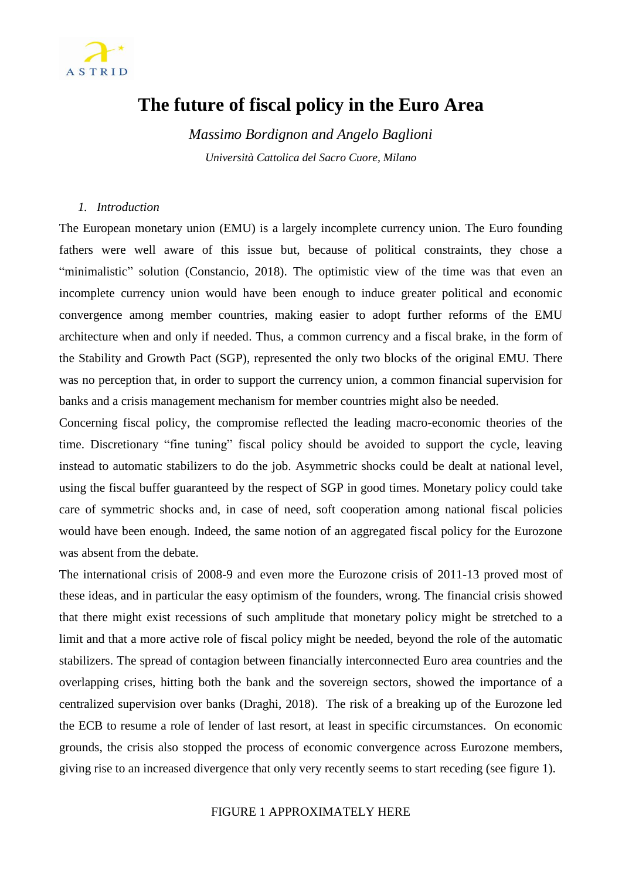# The future of fiscal policy in the Euro Area

*Massimo Bordignon and Angelo Baglioni*

*Università Cattolica del Sacro Cuore, Milano*

## 1. *Introduction*

The European monetary union (EMU) is a largely incomplete currency union. The Euro founding fathers were well aware of this issue but, because of political constraints, they chose a "minimalistic" solution (Constancio, 2018). The optimistic view of the time was that even an incomplete currency union would have been enough to induce greater political and economic convergence among member countries, making easier to adopt further reforms of the EMU architecture when and only if needed. Thus, a common currency and a fiscal brake, in the form of the Stability and Growth Pact (SGP), represented the only two blocks of the original EMU. There was no perception that, in order to support the currency union, a common financial supervision for banks and a crisis management mechanism for member countries might also be needed.

Concerning fiscal policy, the compromise reflected the leading macro-economic theories of the time. Discretionary "fine tuning" fiscal policy should be avoided to support the cycle, leaving instead to automatic stabilizers to do the job. Asymmetric shocks could be dealt at national level, using the fiscal buffer guaranteed by the respect of SGP in good times. Monetary policy could take care of symmetric shocks and, in case of need, soft cooperation among national fiscal policies would have been enough. Indeed, the same notion of an aggregated fiscal policy for the Eurozone was absent from the debate.

The international crisis of 2008-9 and even more the Eurozone crisis of 2011-13 proved most of these ideas, and in particular the easy optimism of the founders, wrong. The financial crisis showed that there might exist recessions of such amplitude that monetary policy might be stretched to a limit and that a more active role of fiscal policy might be needed, beyond the role of the automatic stabilizers. The spread of contagion between financially interconnected Euro area countries and the overlapping crises, hitting both the bank and the sovereign sectors, showed the importance of a centralized supervision over banks (Draghi, 2018). The risk of a breaking up of the Eurozone led the ECB to resume a role of lender of last resort, at least in specific circumstances. On economic grounds, the crisis also stopped the process of economic convergence across Eurozone members, giving rise to an increased divergence that only very recently seems to start receding (see figure 1).

FIGURE 1 APPROXIMATELY HERE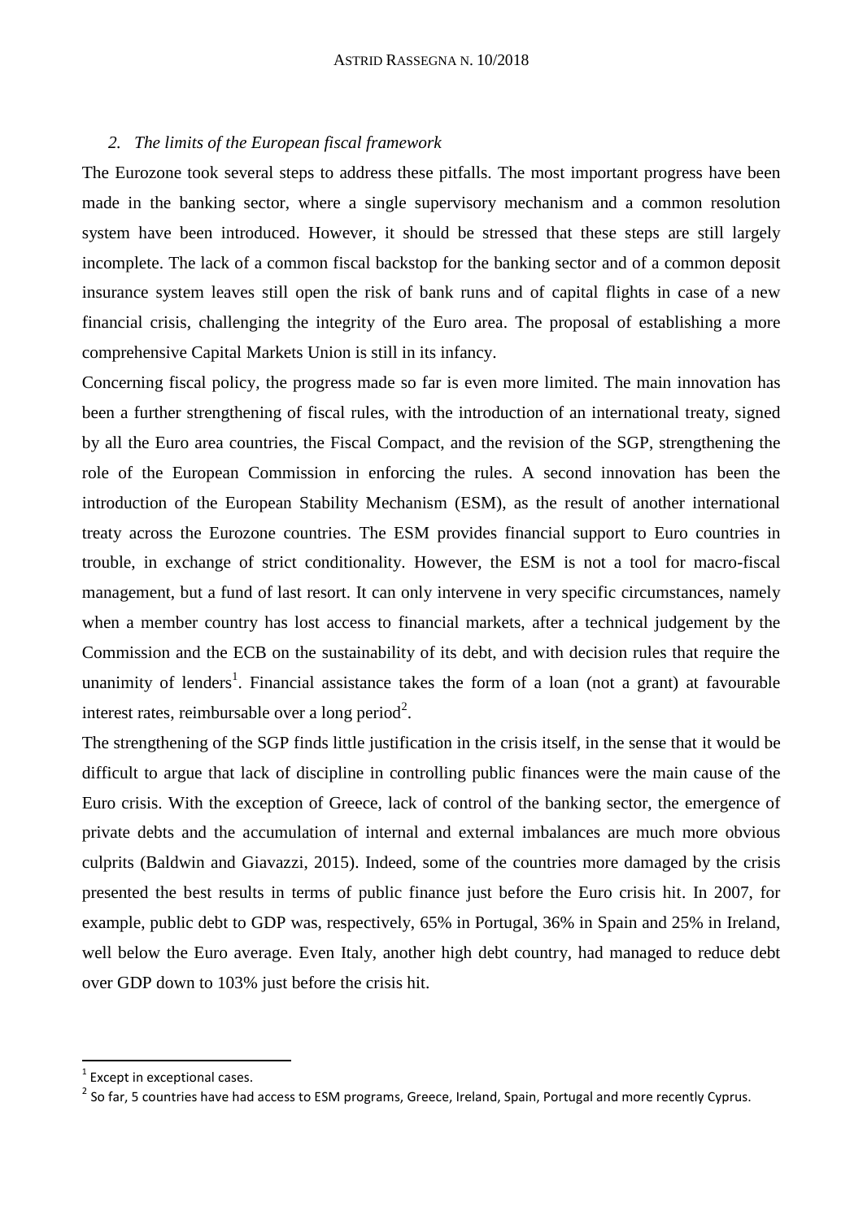## *2. The limits of the European fiscal framework*

The Eurozone took several steps to address these pitfalls. The most important progress have been made in the banking sector, where a single supervisory mechanism and a common resolution system have been introduced. However, it should be stressed that these steps are still largely incomplete. The lack of a common fiscal backstop for the banking sector and of a common deposit insurance system leaves still open the risk of bank runs and of capital flights in case of a new financial crisis, challenging the integrity of the Euro area. The proposal of establishing a more comprehensive Capital Markets Union is still in its infancy.

Concerning fiscal policy, the progress made so far is even more limited. The main innovation has been a further strengthening of fiscal rules, with the introduction of an international treaty, signed by all the Euro area countries, the Fiscal Compact, and the revision of the SGP, strengthening the role of the European Commission in enforcing the rules. A second innovation has been the introduction of the European Stability Mechanism (ESM), as the result of another international treaty across the Eurozone countries. The ESM provides financial support to Euro countries in trouble, in exchange of strict conditionality. However, the ESM is not a tool for macro-fiscal management, but a fund of last resort. It can only intervene in very specific circumstances, namely when a member country has lost access to financial markets, after a technical judgement by the Commission and the ECB on the sustainability of its debt, and with decision rules that require the unanimity of lenders[1]. Financial assistance takes the form of a loan (not a grant) at favourable interest rates, reimbursable over a long period[2].

The strengthening of the SGP finds little justification in the crisis itself, in the sense that it would be difficult to argue that lack of discipline in controlling public finances were the main cause of the Euro crisis. With the exception of Greece, lack of control of the banking sector, the emergence of private debts and the accumulation of internal and external imbalances are much more obvious culprits (Baldwin and Giavazzi, 2015). Indeed, some of the countries more damaged by the crisis presented the best results in terms of public finance just before the Euro crisis hit. In 2007, for example, public debt to GDP was, respectively, 65% in Portugal, 36% in Spain and 25% in Ireland, well below the Euro average. Even Italy, another high debt country, had managed to reduce debt over GDP down to 103% just before the crisis hit.

---

[1] Except in exceptional cases.

[2] So far, 5 countries have had access to ESM programs, Greece, Ireland, Spain, Portugal and more recently Cyprus.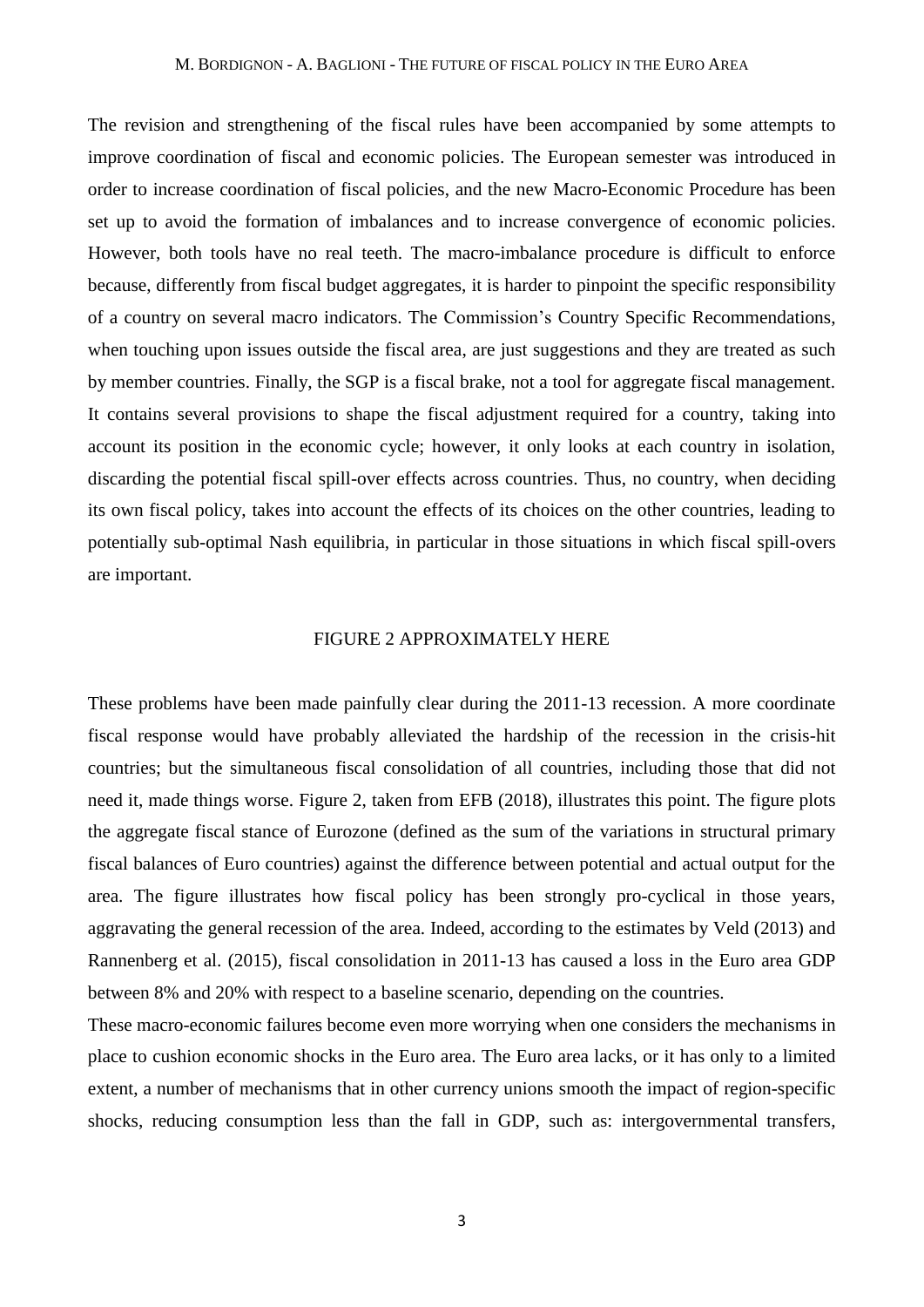The revision and strengthening of the fiscal rules have been accompanied by some attempts to improve coordination of fiscal and economic policies. The European semester was introduced in order to increase coordination of fiscal policies, and the new Macro-Economic Procedure has been set up to avoid the formation of imbalances and to increase convergence of economic policies. However, both tools have no real teeth. The macro-imbalance procedure is difficult to enforce because, differently from fiscal budget aggregates, it is harder to pinpoint the specific responsibility of a country on several macro indicators. The Commission's Country Specific Recommendations, when touching upon issues outside the fiscal area, are just suggestions and they are treated as such by member countries. Finally, the SGP is a fiscal brake, not a tool for aggregate fiscal management. It contains several provisions to shape the fiscal adjustment required for a country, taking into account its position in the economic cycle; however, it only looks at each country in isolation, discarding the potential fiscal spill-over effects across countries. Thus, no country, when deciding its own fiscal policy, takes into account the effects of its choices on the other countries, leading to potentially sub-optimal Nash equilibria, in particular in those situations in which fiscal spill-overs are important.

FIGURE 2 APPROXIMATELY HERE

These problems have been made painfully clear during the 2011-13 recession. A more coordinate fiscal response would have probably alleviated the hardship of the recession in the crisis-hit countries; but the simultaneous fiscal consolidation of all countries, including those that did not need it, made things worse. Figure 2, taken from EFB (2018), illustrates this point. The figure plots the aggregate fiscal stance of Eurozone (defined as the sum of the variations in structural primary fiscal balances of Euro countries) against the difference between potential and actual output for the area. The figure illustrates how fiscal policy has been strongly pro-cyclical in those years, aggravating the general recession of the area. Indeed, according to the estimates by Veld (2013) and Rannenberg et al. (2015), fiscal consolidation in 2011-13 has caused a loss in the Euro area GDP between 8% and 20% with respect to a baseline scenario, depending on the countries.

These macro-economic failures become even more worrying when one considers the mechanisms in place to cushion economic shocks in the Euro area. The Euro area lacks, or it has only to a limited extent, a number of mechanisms that in other currency unions smooth the impact of region-specific shocks, reducing consumption less than the fall in GDP, such as: intergovernmental transfers,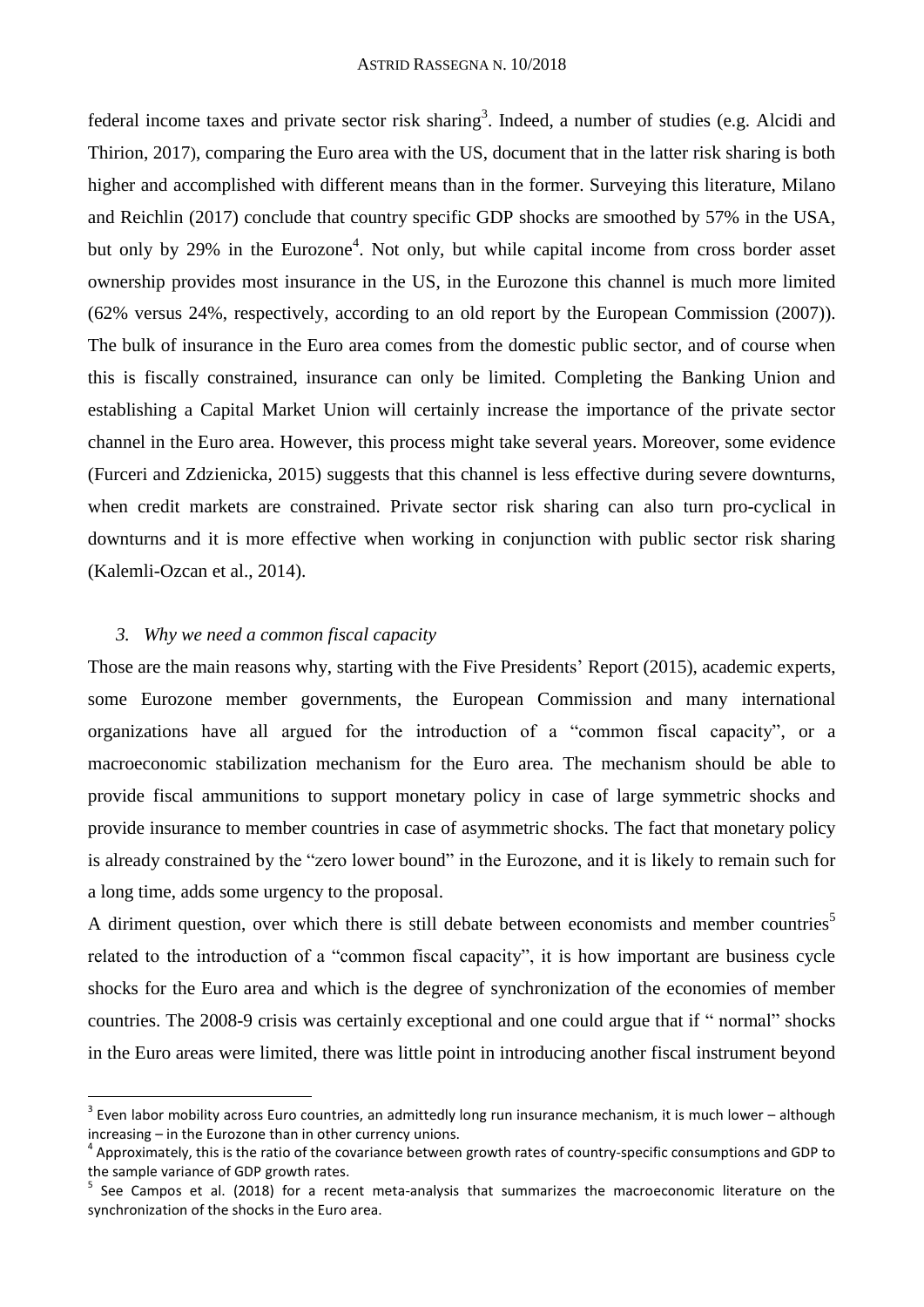federal income taxes and private sector risk sharing[3]. Indeed, a number of studies (e.g. Alcidi and Thirion, 2017), comparing the Euro area with the US, document that in the latter risk sharing is both higher and accomplished with different means than in the former. Surveying this literature, Milano and Reichlin (2017) conclude that country specific GDP shocks are smoothed by 57% in the USA, but only by 29% in the Eurozone[4]. Not only, but while capital income from cross border asset ownership provides most insurance in the US, in the Eurozone this channel is much more limited (62% versus 24%, respectively, according to an old report by the European Commission (2007)). The bulk of insurance in the Euro area comes from the domestic public sector, and of course when this is fiscally constrained, insurance can only be limited. Completing the Banking Union and establishing a Capital Market Union will certainly increase the importance of the private sector channel in the Euro area. However, this process might take several years. Moreover, some evidence (Furceri and Zdzienicka, 2015) suggests that this channel is less effective during severe downturns, when credit markets are constrained. Private sector risk sharing can also turn pro-cyclical in downturns and it is more effective when working in conjunction with public sector risk sharing (Kalemli-Ozcan et al., 2014).

### *3. Why we need a common fiscal capacity*

Those are the main reasons why, starting with the Five Presidents' Report (2015), academic experts, some Eurozone member governments, the European Commission and many international organizations have all argued for the introduction of a "common fiscal capacity", or a macroeconomic stabilization mechanism for the Euro area. The mechanism should be able to provide fiscal ammunitions to support monetary policy in case of large symmetric shocks and provide insurance to member countries in case of asymmetric shocks. The fact that monetary policy is already constrained by the "zero lower bound" in the Eurozone, and it is likely to remain such for a long time, adds some urgency to the proposal.

A diriment question, over which there is still debate between economists and member countries[5] related to the introduction of a "common fiscal capacity", it is how important are business cycle shocks for the Euro area and which is the degree of synchronization of the economies of member countries. The 2008-9 crisis was certainly exceptional and one could argue that if " normal" shocks in the Euro areas were limited, there was little point in introducing another fiscal instrument beyond

---

[3] Even labor mobility across Euro countries, an admittedly long run insurance mechanism, it is much lower – although increasing – in the Eurozone than in other currency unions.

[4] Approximately, this is the ratio of the covariance between growth rates of country-specific consumptions and GDP to the sample variance of GDP growth rates.

[5] See Campos et al. (2018) for a recent meta-analysis that summarizes the macroeconomic literature on the synchronization of the shocks in the Euro area.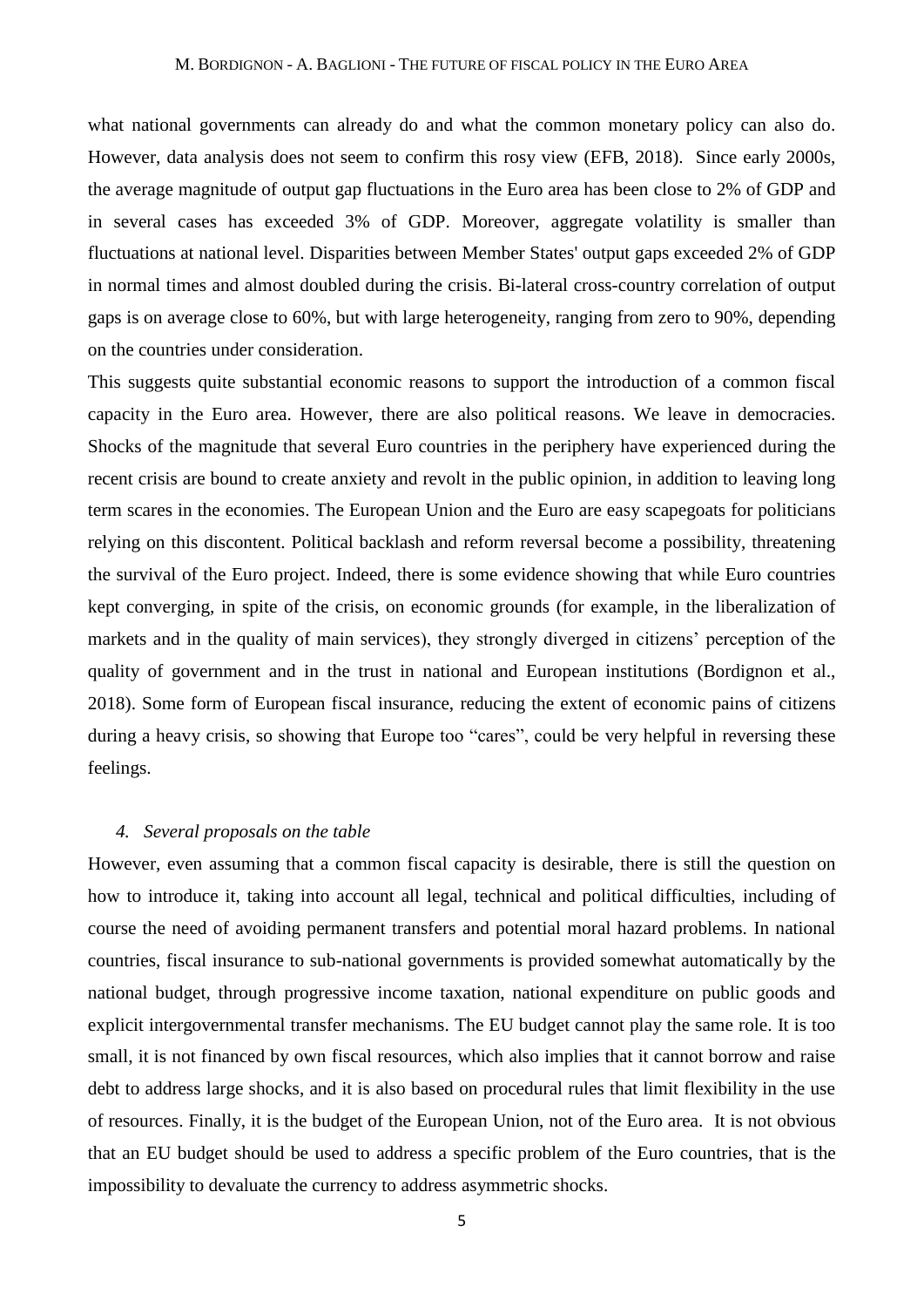what national governments can already do and what the common monetary policy can also do. However, data analysis does not seem to confirm this rosy view (EFB, 2018). Since early 2000s, the average magnitude of output gap fluctuations in the Euro area has been close to 2% of GDP and in several cases has exceeded 3% of GDP. Moreover, aggregate volatility is smaller than fluctuations at national level. Disparities between Member States' output gaps exceeded 2% of GDP in normal times and almost doubled during the crisis. Bi-lateral cross-country correlation of output gaps is on average close to 60%, but with large heterogeneity, ranging from zero to 90%, depending on the countries under consideration.

This suggests quite substantial economic reasons to support the introduction of a common fiscal capacity in the Euro area. However, there are also political reasons. We leave in democracies. Shocks of the magnitude that several Euro countries in the periphery have experienced during the recent crisis are bound to create anxiety and revolt in the public opinion, in addition to leaving long term scares in the economies. The European Union and the Euro are easy scapegoats for politicians relying on this discontent. Political backlash and reform reversal become a possibility, threatening the survival of the Euro project. Indeed, there is some evidence showing that while Euro countries kept converging, in spite of the crisis, on economic grounds (for example, in the liberalization of markets and in the quality of main services), they strongly diverged in citizens' perception of the quality of government and in the trust in national and European institutions (Bordignon et al., 2018). Some form of European fiscal insurance, reducing the extent of economic pains of citizens during a heavy crisis, so showing that Europe too "cares", could be very helpful in reversing these feelings.

### *4. Several proposals on the table*

However, even assuming that a common fiscal capacity is desirable, there is still the question on how to introduce it, taking into account all legal, technical and political difficulties, including of course the need of avoiding permanent transfers and potential moral hazard problems. In national countries, fiscal insurance to sub-national governments is provided somewhat automatically by the national budget, through progressive income taxation, national expenditure on public goods and explicit intergovernmental transfer mechanisms. The EU budget cannot play the same role. It is too small, it is not financed by own fiscal resources, which also implies that it cannot borrow and raise debt to address large shocks, and it is also based on procedural rules that limit flexibility in the use of resources. Finally, it is the budget of the European Union, not of the Euro area. It is not obvious that an EU budget should be used to address a specific problem of the Euro countries, that is the impossibility to devaluate the currency to address asymmetric shocks.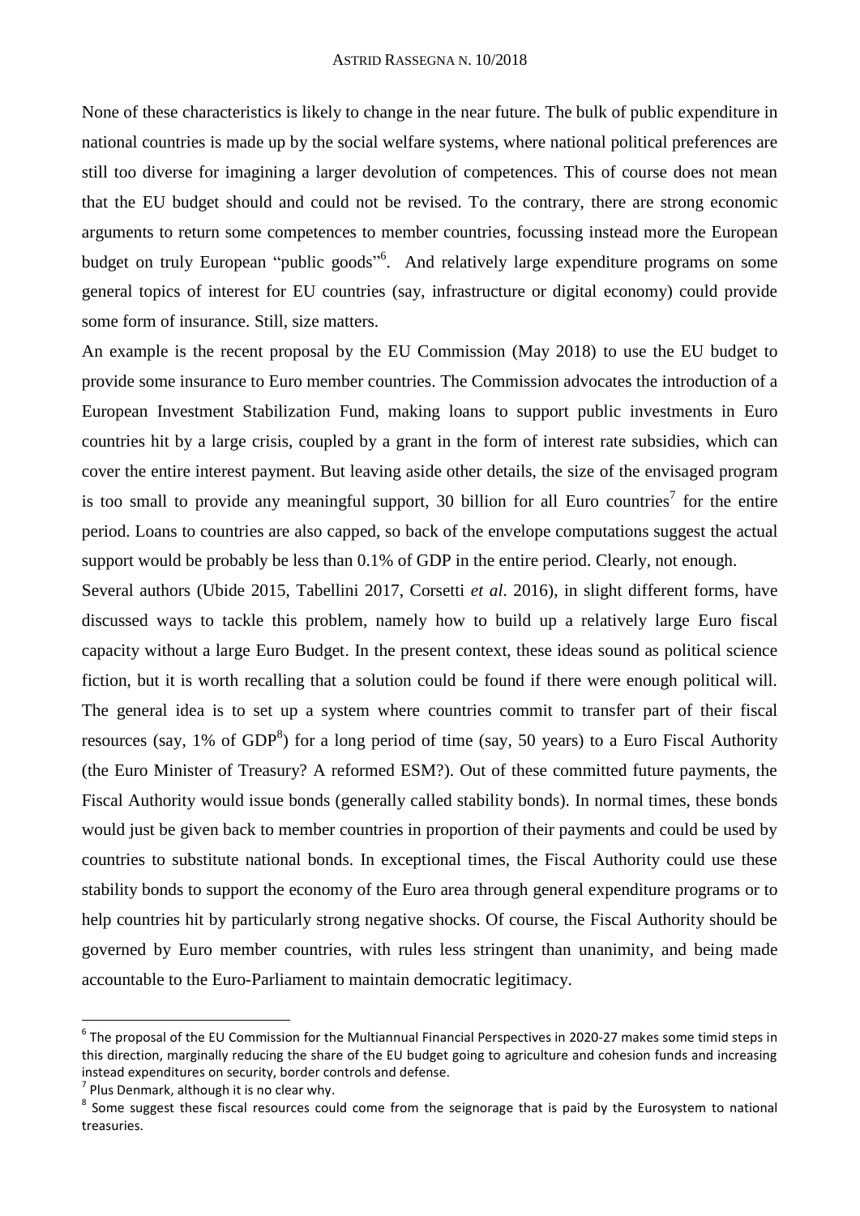None of these characteristics is likely to change in the near future. The bulk of public expenditure in national countries is made up by the social welfare systems, where national political preferences are still too diverse for imagining a larger devolution of competences. This of course does not mean that the EU budget should and could not be revised. To the contrary, there are strong economic arguments to return some competences to member countries, focussing instead more the European budget on truly European "public goods"[6]. And relatively large expenditure programs on some general topics of interest for EU countries (say, infrastructure or digital economy) could provide some form of insurance. Still, size matters.

An example is the recent proposal by the EU Commission (May 2018) to use the EU budget to provide some insurance to Euro member countries. The Commission advocates the introduction of a European Investment Stabilization Fund, making loans to support public investments in Euro countries hit by a large crisis, coupled by a grant in the form of interest rate subsidies, which can cover the entire interest payment. But leaving aside other details, the size of the envisaged program is too small to provide any meaningful support, 30 billion for all Euro countries[7] for the entire period. Loans to countries are also capped, so back of the envelope computations suggest the actual support would be probably be less than 0.1% of GDP in the entire period. Clearly, not enough.

Several authors (Ubide 2015, Tabellini 2017, Corsetti *et al*. 2016), in slight different forms, have discussed ways to tackle this problem, namely how to build up a relatively large Euro fiscal capacity without a large Euro Budget. In the present context, these ideas sound as political science fiction, but it is worth recalling that a solution could be found if there were enough political will. The general idea is to set up a system where countries commit to transfer part of their fiscal resources (say, 1% of GDP[8]) for a long period of time (say, 50 years) to a Euro Fiscal Authority (the Euro Minister of Treasury? A reformed ESM?). Out of these committed future payments, the Fiscal Authority would issue bonds (generally called stability bonds). In normal times, these bonds would just be given back to member countries in proportion of their payments and could be used by countries to substitute national bonds. In exceptional times, the Fiscal Authority could use these stability bonds to support the economy of the Euro area through general expenditure programs or to help countries hit by particularly strong negative shocks. Of course, the Fiscal Authority should be governed by Euro member countries, with rules less stringent than unanimity, and being made accountable to the Euro-Parliament to maintain democratic legitimacy.

---

[6] The proposal of the EU Commission for the Multiannual Financial Perspectives in 2020-27 makes some timid steps in this direction, marginally reducing the share of the EU budget going to agriculture and cohesion funds and increasing instead expenditures on security, border controls and defense.

[7] Plus Denmark, although it is no clear why.

[8] Some suggest these fiscal resources could come from the seignorage that is paid by the Eurosystem to national treasuries.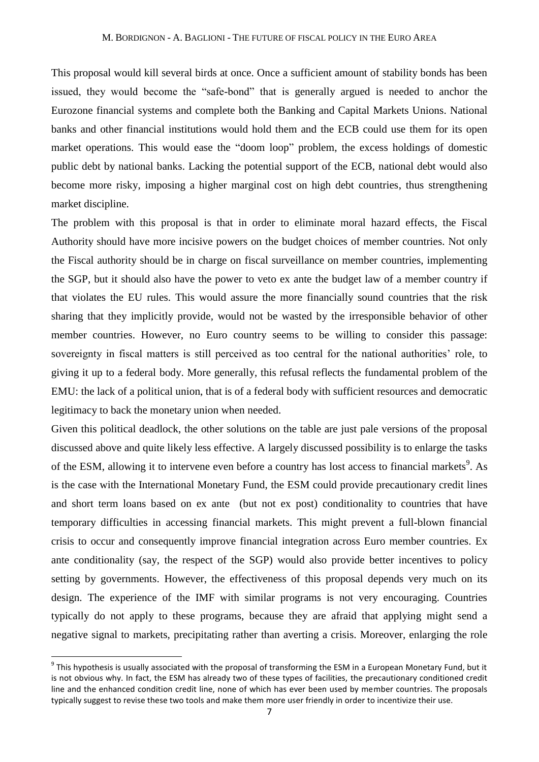This proposal would kill several birds at once. Once a sufficient amount of stability bonds has been issued, they would become the "safe-bond" that is generally argued is needed to anchor the Eurozone financial systems and complete both the Banking and Capital Markets Unions. National banks and other financial institutions would hold them and the ECB could use them for its open market operations. This would ease the "doom loop" problem, the excess holdings of domestic public debt by national banks. Lacking the potential support of the ECB, national debt would also become more risky, imposing a higher marginal cost on high debt countries, thus strengthening market discipline.

The problem with this proposal is that in order to eliminate moral hazard effects, the Fiscal Authority should have more incisive powers on the budget choices of member countries. Not only the Fiscal authority should be in charge on fiscal surveillance on member countries, implementing the SGP, but it should also have the power to veto ex ante the budget law of a member country if that violates the EU rules. This would assure the more financially sound countries that the risk sharing that they implicitly provide, would not be wasted by the irresponsible behavior of other member countries. However, no Euro country seems to be willing to consider this passage: sovereignty in fiscal matters is still perceived as too central for the national authorities' role, to giving it up to a federal body. More generally, this refusal reflects the fundamental problem of the EMU: the lack of a political union, that is of a federal body with sufficient resources and democratic legitimacy to back the monetary union when needed.

Given this political deadlock, the other solutions on the table are just pale versions of the proposal discussed above and quite likely less effective. A largely discussed possibility is to enlarge the tasks of the ESM, allowing it to intervene even before a country has lost access to financial markets[9]. As is the case with the International Monetary Fund, the ESM could provide precautionary credit lines and short term loans based on ex ante (but not ex post) conditionality to countries that have temporary difficulties in accessing financial markets. This might prevent a full-blown financial crisis to occur and consequently improve financial integration across Euro member countries. Ex ante conditionality (say, the respect of the SGP) would also provide better incentives to policy setting by governments. However, the effectiveness of this proposal depends very much on its design. The experience of the IMF with similar programs is not very encouraging. Countries typically do not apply to these programs, because they are afraid that applying might send a negative signal to markets, precipitating rather than averting a crisis. Moreover, enlarging the role

[9] This hypothesis is usually associated with the proposal of transforming the ESM in a European Monetary Fund, but it is not obvious why. In fact, the ESM has already two of these types of facilities, the precautionary conditioned credit line and the enhanced condition credit line, none of which has ever been used by member countries. The proposals typically suggest to revise these two tools and make them more user friendly in order to incentivize their use.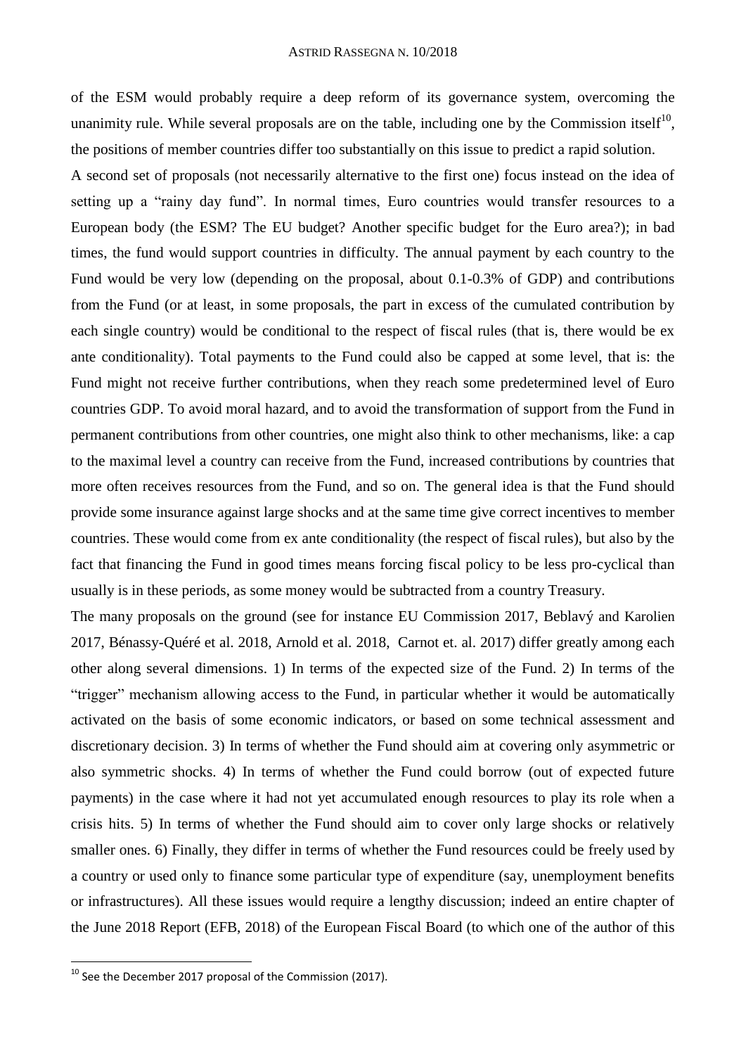of the ESM would probably require a deep reform of its governance system, overcoming the unanimity rule. While several proposals are on the table, including one by the Commission itself[10], the positions of member countries differ too substantially on this issue to predict a rapid solution.

A second set of proposals (not necessarily alternative to the first one) focus instead on the idea of setting up a "rainy day fund". In normal times, Euro countries would transfer resources to a European body (the ESM? The EU budget? Another specific budget for the Euro area?); in bad times, the fund would support countries in difficulty. The annual payment by each country to the Fund would be very low (depending on the proposal, about 0.1-0.3% of GDP) and contributions from the Fund (or at least, in some proposals, the part in excess of the cumulated contribution by each single country) would be conditional to the respect of fiscal rules (that is, there would be ex ante conditionality). Total payments to the Fund could also be capped at some level, that is: the Fund might not receive further contributions, when they reach some predetermined level of Euro countries GDP. To avoid moral hazard, and to avoid the transformation of support from the Fund in permanent contributions from other countries, one might also think to other mechanisms, like: a cap to the maximal level a country can receive from the Fund, increased contributions by countries that more often receives resources from the Fund, and so on. The general idea is that the Fund should provide some insurance against large shocks and at the same time give correct incentives to member countries. These would come from ex ante conditionality (the respect of fiscal rules), but also by the fact that financing the Fund in good times means forcing fiscal policy to be less pro-cyclical than usually is in these periods, as some money would be subtracted from a country Treasury.

The many proposals on the ground (see for instance EU Commission 2017, Beblavý and Karolien 2017, Bénassy-Quéré et al. 2018, Arnold et al. 2018, Carnot et. al. 2017) differ greatly among each other along several dimensions. 1) In terms of the expected size of the Fund. 2) In terms of the "trigger" mechanism allowing access to the Fund, in particular whether it would be automatically activated on the basis of some economic indicators, or based on some technical assessment and discretionary decision. 3) In terms of whether the Fund should aim at covering only asymmetric or also symmetric shocks. 4) In terms of whether the Fund could borrow (out of expected future payments) in the case where it had not yet accumulated enough resources to play its role when a crisis hits. 5) In terms of whether the Fund should aim to cover only large shocks or relatively smaller ones. 6) Finally, they differ in terms of whether the Fund resources could be freely used by a country or used only to finance some particular type of expenditure (say, unemployment benefits or infrastructures). All these issues would require a lengthy discussion; indeed an entire chapter of the June 2018 Report (EFB, 2018) of the European Fiscal Board (to which one of the author of this

[10] See the December 2017 proposal of the Commission (2017).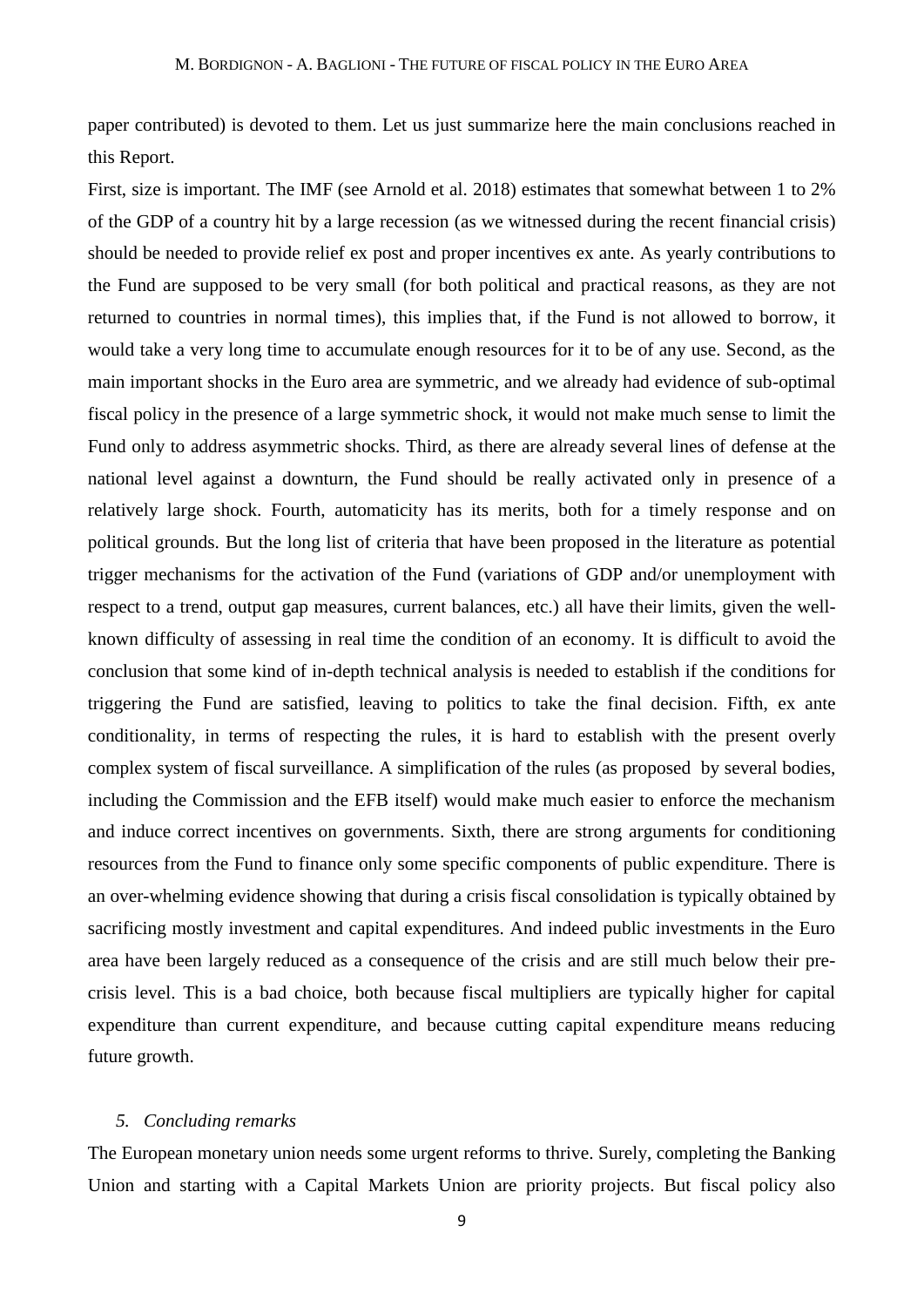paper contributed) is devoted to them. Let us just summarize here the main conclusions reached in this Report.

First, size is important. The IMF (see Arnold et al. 2018) estimates that somewhat between 1 to 2% of the GDP of a country hit by a large recession (as we witnessed during the recent financial crisis) should be needed to provide relief ex post and proper incentives ex ante. As yearly contributions to the Fund are supposed to be very small (for both political and practical reasons, as they are not returned to countries in normal times), this implies that, if the Fund is not allowed to borrow, it would take a very long time to accumulate enough resources for it to be of any use. Second, as the main important shocks in the Euro area are symmetric, and we already had evidence of sub-optimal fiscal policy in the presence of a large symmetric shock, it would not make much sense to limit the Fund only to address asymmetric shocks. Third, as there are already several lines of defense at the national level against a downturn, the Fund should be really activated only in presence of a relatively large shock. Fourth, automaticity has its merits, both for a timely response and on political grounds. But the long list of criteria that have been proposed in the literature as potential trigger mechanisms for the activation of the Fund (variations of GDP and/or unemployment with respect to a trend, output gap measures, current balances, etc.) all have their limits, given the well-known difficulty of assessing in real time the condition of an economy. It is difficult to avoid the conclusion that some kind of in-depth technical analysis is needed to establish if the conditions for triggering the Fund are satisfied, leaving to politics to take the final decision. Fifth, ex ante conditionality, in terms of respecting the rules, it is hard to establish with the present overly complex system of fiscal surveillance. A simplification of the rules (as proposed by several bodies, including the Commission and the EFB itself) would make much easier to enforce the mechanism and induce correct incentives on governments. Sixth, there are strong arguments for conditioning resources from the Fund to finance only some specific components of public expenditure. There is an over-whelming evidence showing that during a crisis fiscal consolidation is typically obtained by sacrificing mostly investment and capital expenditures. And indeed public investments in the Euro area have been largely reduced as a consequence of the crisis and are still much below their pre-crisis level. This is a bad choice, both because fiscal multipliers are typically higher for capital expenditure than current expenditure, and because cutting capital expenditure means reducing future growth.

## *5. Concluding remarks*

The European monetary union needs some urgent reforms to thrive. Surely, completing the Banking Union and starting with a Capital Markets Union are priority projects. But fiscal policy also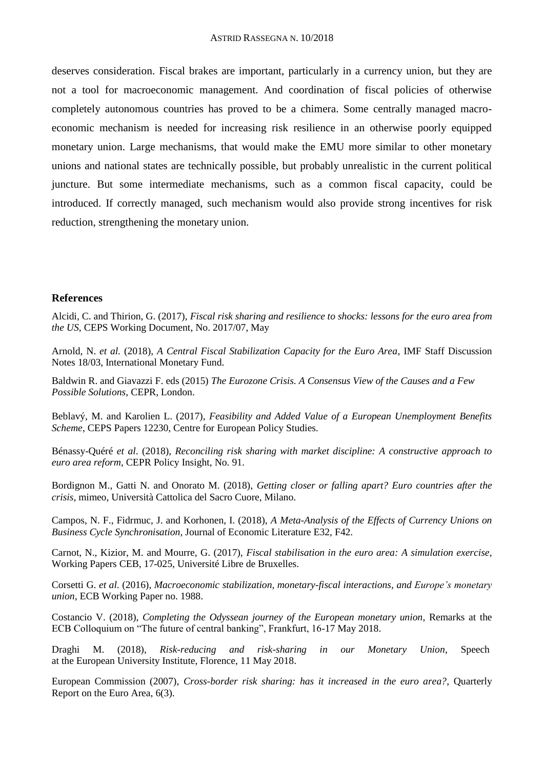deserves consideration. Fiscal brakes are important, particularly in a currency union, but they are not a tool for macroeconomic management. And coordination of fiscal policies of otherwise completely autonomous countries has proved to be a chimera. Some centrally managed macro-economic mechanism is needed for increasing risk resilience in an otherwise poorly equipped monetary union. Large mechanisms, that would make the EMU more similar to other monetary unions and national states are technically possible, but probably unrealistic in the current political juncture. But some intermediate mechanisms, such as a common fiscal capacity, could be introduced. If correctly managed, such mechanism would also provide strong incentives for risk reduction, strengthening the monetary union.

## References

Alcidi, C. and Thirion, G. (2017), *Fiscal risk sharing and resilience to shocks: lessons for the euro area from the US*, CEPS Working Document, No. 2017/07, May

Arnold, N. *et al.* (2018), *A Central Fiscal Stabilization Capacity for the Euro Area*, IMF Staff Discussion Notes 18/03, International Monetary Fund.

Baldwin R. and Giavazzi F. eds (2015) *The Eurozone Crisis. A Consensus View of the Causes and a Few Possible Solutions*, CEPR, London.

Beblavý, M. and Karolien L. (2017), *Feasibility and Added Value of a European Unemployment Benefits Scheme*, CEPS Papers 12230, Centre for European Policy Studies.

Bénassy-Quéré *et al*. (2018), *Reconciling risk sharing with market discipline: A constructive approach to euro area reform*, CEPR Policy Insight, No. 91.

Bordignon M., Gatti N. and Onorato M. (2018), *Getting closer or falling apart? Euro countries after the crisis*, mimeo, Università Cattolica del Sacro Cuore, Milano.

Campos, N. F., Fidrmuc, J. and Korhonen, I. (2018), *A Meta-Analysis of the Effects of Currency Unions on Business Cycle Synchronisation*, Journal of Economic Literature E32, F42.

Carnot, N., Kizior, M. and Mourre, G. (2017), *Fiscal stabilisation in the euro area: A simulation exercise*, Working Papers CEB, 17-025, Université Libre de Bruxelles.

Corsetti G. *et al.* (2016), *Macroeconomic stabilization, monetary-fiscal interactions, and Europe's monetary union*, ECB Working Paper no. 1988.

Costancio V. (2018), *Completing the Odyssean journey of the European monetary union*, Remarks at the ECB Colloquium on "The future of central banking", Frankfurt, 16-17 May 2018.

Draghi M. (2018), *Risk-reducing and risk-sharing in our Monetary Union*, Speech at the European University Institute, Florence, 11 May 2018.

European Commission (2007), *Cross-border risk sharing: has it increased in the euro area?*, Quarterly Report on the Euro Area, 6(3).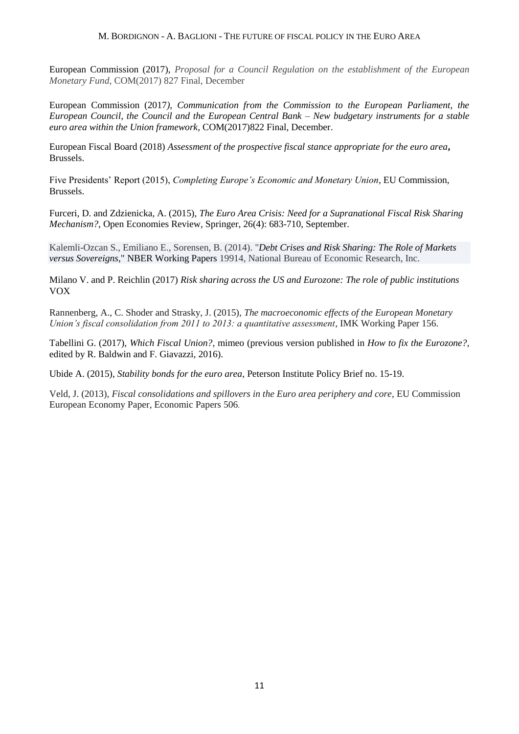European Commission (2017), *Proposal for a Council Regulation on the establishment of the European Monetary Fund*, COM(2017) 827 Final, December

European Commission (2017), *Communication from the Commission to the European Parliament, the European Council, the Council and the European Central Bank – New budgetary instruments for a stable euro area within the Union framework*, COM(2017)822 Final, December.

European Fiscal Board (2018) *Assessment of the prospective fiscal stance appropriate for the euro area*, Brussels.

Five Presidents' Report (2015), *Completing Europe's Economic and Monetary Union*, EU Commission, Brussels.

Furceri, D. and Zdzienicka, A. (2015), *The Euro Area Crisis: Need for a Supranational Fiscal Risk Sharing Mechanism?*, Open Economies Review, Springer, 26(4): 683-710, September.

Kalemli-Ozcan S., Emiliano E., Sorensen, B. (2014). "*Debt Crises and Risk Sharing: The Role of Markets versus Sovereigns*," NBER Working Papers 19914, National Bureau of Economic Research, Inc.

Milano V. and P. Reichlin (2017) *Risk sharing across the US and Eurozone: The role of public institutions* VOX

Rannenberg, A., C. Shoder and Strasky, J. (2015), *The macroeconomic effects of the European Monetary Union's fiscal consolidation from 2011 to 2013: a quantitative assessment*, IMK Working Paper 156.

Tabellini G. (2017), *Which Fiscal Union?*, mimeo (previous version published in *How to fix the Eurozone?*, edited by R. Baldwin and F. Giavazzi, 2016).

Ubide A. (2015), *Stability bonds for the euro area*, Peterson Institute Policy Brief no. 15-19.

Veld, J. (2013), *Fiscal consolidations and spillovers in the Euro area periphery and core*, EU Commission European Economy Paper, Economic Papers 506.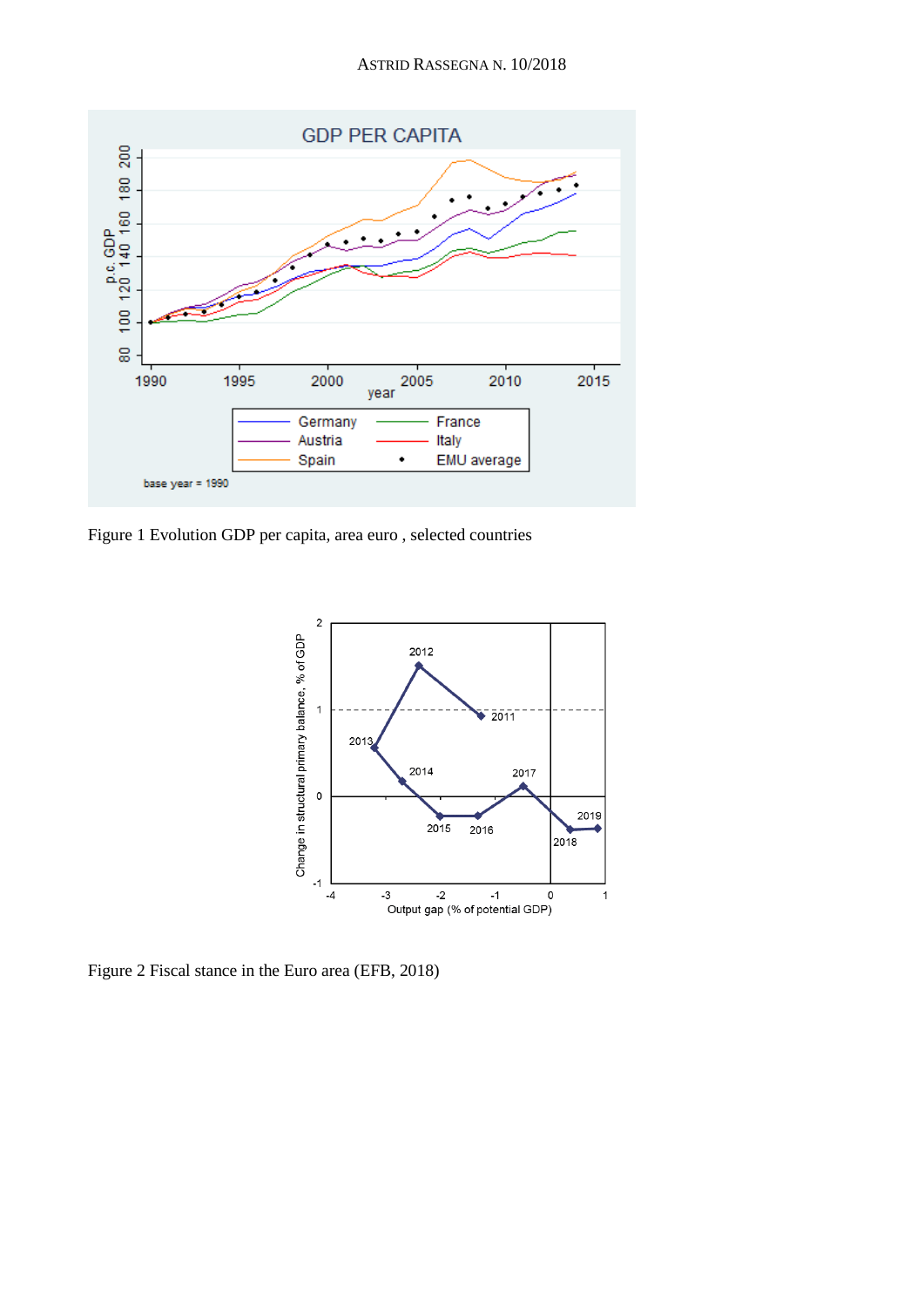GDP PER CAPITA

p.c. GDP

80 100 120 140 160 180 200

1990 1995 2000 2005 2010 2015

year

Germany
Austria
Spain
France
Italy
EMU average

base year = 1990

Figure 1 Evolution GDP per capita, area euro , selected countries

Change in structural primary balance, % of GDP

2 1 0 -1

-4 -3 -2 -1 0 1

Output gap (% of potential GDP)

2012 2011 2013 2014 2015 2016 2017 2018 2019

Figure 2 Fiscal stance in the Euro area (EFB, 2018)